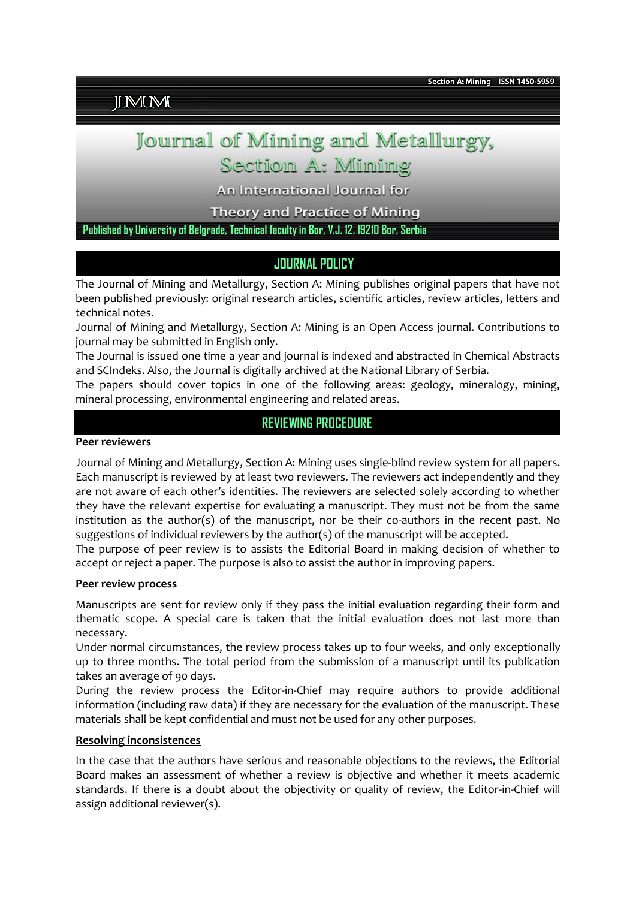Section A: Mining ISSN 1450-5959

JMM

# Journal of Mining and Metallurgy, Section A: Mining

An International Journal for Theory and Practice of Mining

Published by University of Belgrade, Technical faculty in Bor, V.J. 12, 19210 Bor, Serbia

## JOURNAL POLICY

The Journal of Mining and Metallurgy, Section A: Mining publishes original papers that have not been published previously: original research articles, scientific articles, review articles, letters and technical notes.

Journal of Mining and Metallurgy, Section A: Mining is an Open Access journal. Contributions to journal may be submitted in English only.

The Journal is issued one time a year and journal is indexed and abstracted in Chemical Abstracts and SCIndeks. Also, the Journal is digitally archived at the National Library of Serbia.

The papers should cover topics in one of the following areas: geology, mineralogy, mining, mineral processing, environmental engineering and related areas.

## REVIEWING PROCEDURE

### Peer reviewers

Journal of Mining and Metallurgy, Section A: Mining uses single-blind review system for all papers. Each manuscript is reviewed by at least two reviewers. The reviewers act independently and they are not aware of each other's identities. The reviewers are selected solely according to whether they have the relevant expertise for evaluating a manuscript. They must not be from the same institution as the author(s) of the manuscript, nor be their co-authors in the recent past. No suggestions of individual reviewers by the author(s) of the manuscript will be accepted.

The purpose of peer review is to assists the Editorial Board in making decision of whether to accept or reject a paper. The purpose is also to assist the author in improving papers.

### Peer review process

Manuscripts are sent for review only if they pass the initial evaluation regarding their form and thematic scope. A special care is taken that the initial evaluation does not last more than necessary.

Under normal circumstances, the review process takes up to four weeks, and only exceptionally up to three months. The total period from the submission of a manuscript until its publication takes an average of 90 days.

During the review process the Editor-in-Chief may require authors to provide additional information (including raw data) if they are necessary for the evaluation of the manuscript. These materials shall be kept confidential and must not be used for any other purposes.

### Resolving inconsistences

In the case that the authors have serious and reasonable objections to the reviews, the Editorial Board makes an assessment of whether a review is objective and whether it meets academic standards. If there is a doubt about the objectivity or quality of review, the Editor-in-Chief will assign additional reviewer(s).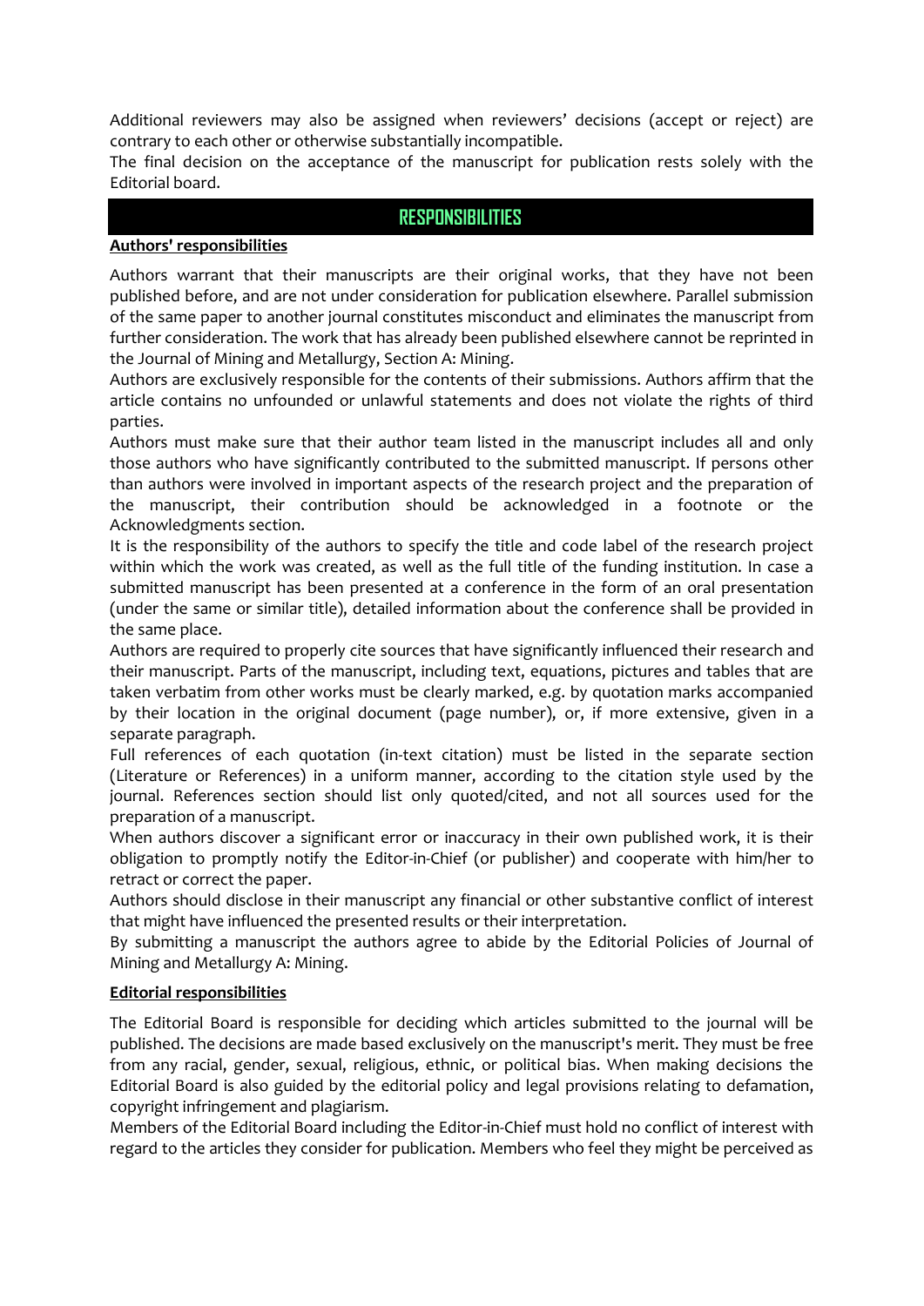Additional reviewers may also be assigned when reviewers' decisions (accept or reject) are contrary to each other or otherwise substantially incompatible.

The final decision on the acceptance of the manuscript for publication rests solely with the Editorial board.

## RESPONSIBILITIES

**Authors' responsibilities**

Authors warrant that their manuscripts are their original works, that they have not been published before, and are not under consideration for publication elsewhere. Parallel submission of the same paper to another journal constitutes misconduct and eliminates the manuscript from further consideration. The work that has already been published elsewhere cannot be reprinted in the Journal of Mining and Metallurgy, Section A: Mining.

Authors are exclusively responsible for the contents of their submissions. Authors affirm that the article contains no unfounded or unlawful statements and does not violate the rights of third parties.

Authors must make sure that their author team listed in the manuscript includes all and only those authors who have significantly contributed to the submitted manuscript. If persons other than authors were involved in important aspects of the research project and the preparation of the manuscript, their contribution should be acknowledged in a footnote or the Acknowledgments section.

It is the responsibility of the authors to specify the title and code label of the research project within which the work was created, as well as the full title of the funding institution. In case a submitted manuscript has been presented at a conference in the form of an oral presentation (under the same or similar title), detailed information about the conference shall be provided in the same place.

Authors are required to properly cite sources that have significantly influenced their research and their manuscript. Parts of the manuscript, including text, equations, pictures and tables that are taken verbatim from other works must be clearly marked, e.g. by quotation marks accompanied by their location in the original document (page number), or, if more extensive, given in a separate paragraph.

Full references of each quotation (in-text citation) must be listed in the separate section (Literature or References) in a uniform manner, according to the citation style used by the journal. References section should list only quoted/cited, and not all sources used for the preparation of a manuscript.

When authors discover a significant error or inaccuracy in their own published work, it is their obligation to promptly notify the Editor-in-Chief (or publisher) and cooperate with him/her to retract or correct the paper.

Authors should disclose in their manuscript any financial or other substantive conflict of interest that might have influenced the presented results or their interpretation.

By submitting a manuscript the authors agree to abide by the Editorial Policies of Journal of Mining and Metallurgy A: Mining.

**Editorial responsibilities**

The Editorial Board is responsible for deciding which articles submitted to the journal will be published. The decisions are made based exclusively on the manuscript's merit. They must be free from any racial, gender, sexual, religious, ethnic, or political bias. When making decisions the Editorial Board is also guided by the editorial policy and legal provisions relating to defamation, copyright infringement and plagiarism.

Members of the Editorial Board including the Editor-in-Chief must hold no conflict of interest with regard to the articles they consider for publication. Members who feel they might be perceived as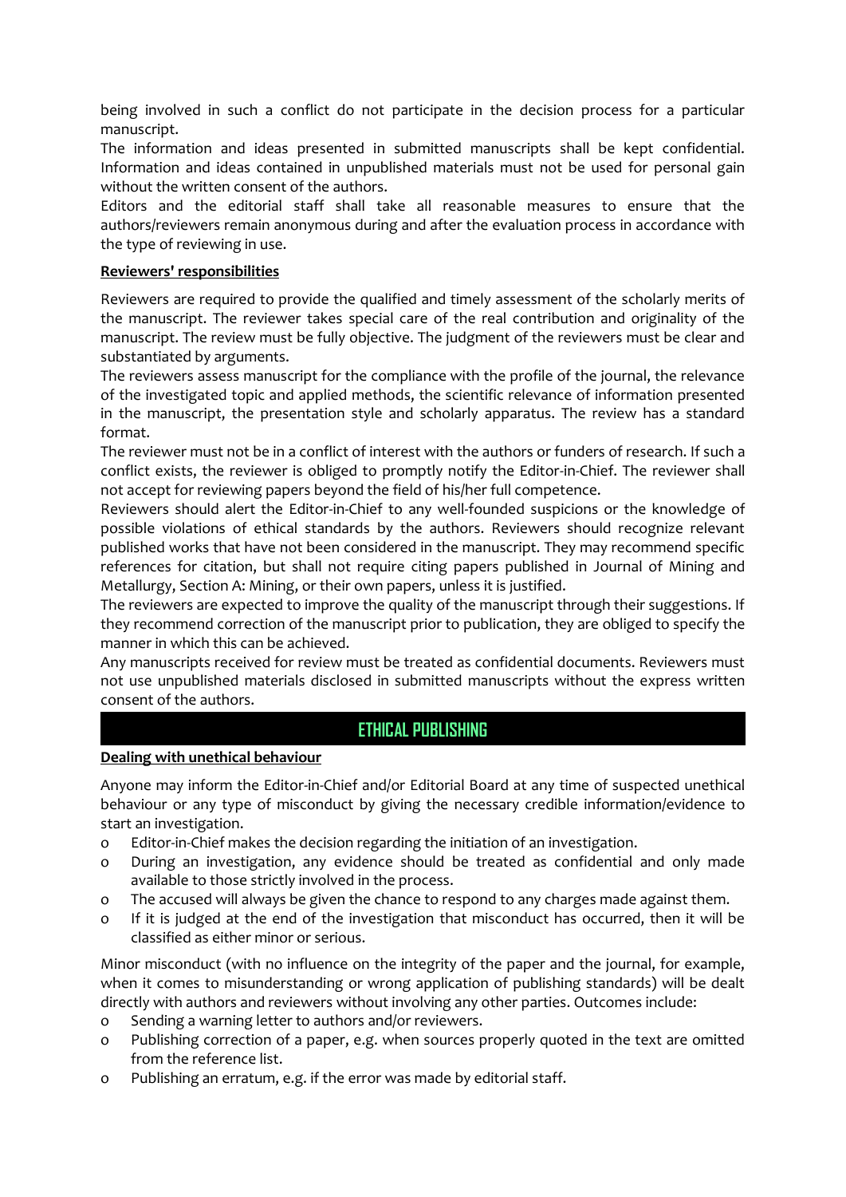being involved in such a conflict do not participate in the decision process for a particular manuscript.

The information and ideas presented in submitted manuscripts shall be kept confidential. Information and ideas contained in unpublished materials must not be used for personal gain without the written consent of the authors.

Editors and the editorial staff shall take all reasonable measures to ensure that the authors/reviewers remain anonymous during and after the evaluation process in accordance with the type of reviewing in use.

**Reviewers' responsibilities**

Reviewers are required to provide the qualified and timely assessment of the scholarly merits of the manuscript. The reviewer takes special care of the real contribution and originality of the manuscript. The review must be fully objective. The judgment of the reviewers must be clear and substantiated by arguments.

The reviewers assess manuscript for the compliance with the profile of the journal, the relevance of the investigated topic and applied methods, the scientific relevance of information presented in the manuscript, the presentation style and scholarly apparatus. The review has a standard format.

The reviewer must not be in a conflict of interest with the authors or funders of research. If such a conflict exists, the reviewer is obliged to promptly notify the Editor-in-Chief. The reviewer shall not accept for reviewing papers beyond the field of his/her full competence.

Reviewers should alert the Editor-in-Chief to any well-founded suspicions or the knowledge of possible violations of ethical standards by the authors. Reviewers should recognize relevant published works that have not been considered in the manuscript. They may recommend specific references for citation, but shall not require citing papers published in Journal of Mining and Metallurgy, Section A: Mining, or their own papers, unless it is justified.

The reviewers are expected to improve the quality of the manuscript through their suggestions. If they recommend correction of the manuscript prior to publication, they are obliged to specify the manner in which this can be achieved.

Any manuscripts received for review must be treated as confidential documents. Reviewers must not use unpublished materials disclosed in submitted manuscripts without the express written consent of the authors.

## ETHICAL PUBLISHING

**Dealing with unethical behaviour**

Anyone may inform the Editor-in-Chief and/or Editorial Board at any time of suspected unethical behaviour or any type of misconduct by giving the necessary credible information/evidence to start an investigation.

- Editor-in-Chief makes the decision regarding the initiation of an investigation.
- During an investigation, any evidence should be treated as confidential and only made available to those strictly involved in the process.
- The accused will always be given the chance to respond to any charges made against them.
- If it is judged at the end of the investigation that misconduct has occurred, then it will be classified as either minor or serious.

Minor misconduct (with no influence on the integrity of the paper and the journal, for example, when it comes to misunderstanding or wrong application of publishing standards) will be dealt directly with authors and reviewers without involving any other parties. Outcomes include:

- Sending a warning letter to authors and/or reviewers.
- Publishing correction of a paper, e.g. when sources properly quoted in the text are omitted from the reference list.
- Publishing an erratum, e.g. if the error was made by editorial staff.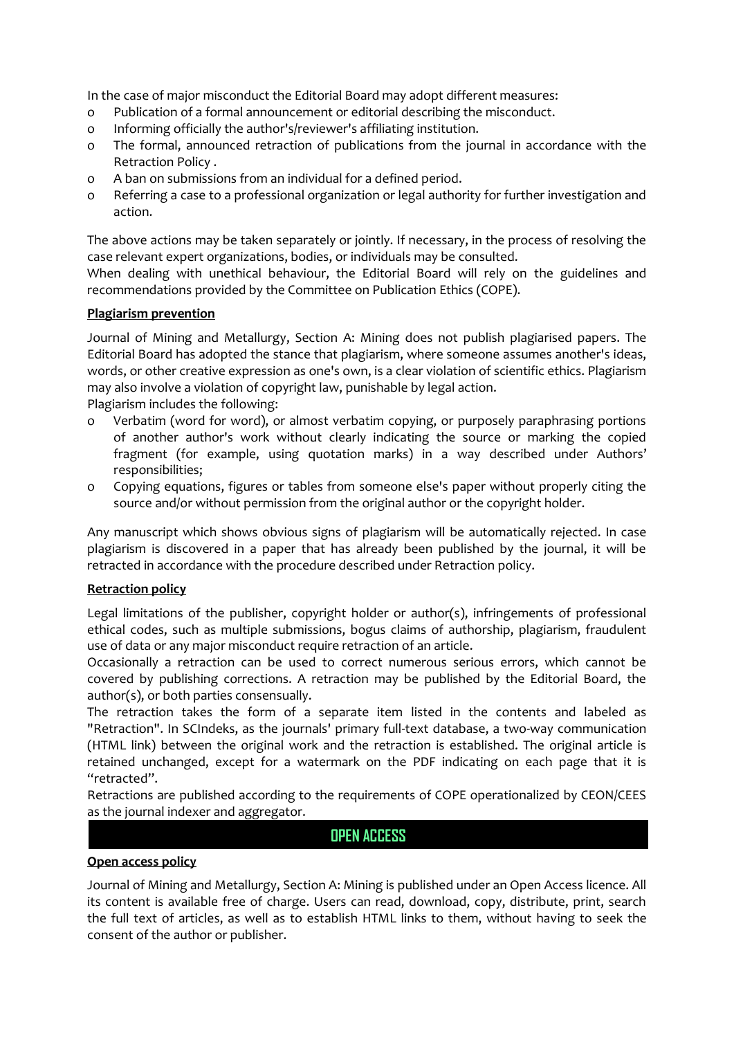In the case of major misconduct the Editorial Board may adopt different measures:

- Publication of a formal announcement or editorial describing the misconduct.
- Informing officially the author's/reviewer's affiliating institution.
- The formal, announced retraction of publications from the journal in accordance with the Retraction Policy .
- A ban on submissions from an individual for a defined period.
- Referring a case to a professional organization or legal authority for further investigation and action.

The above actions may be taken separately or jointly. If necessary, in the process of resolving the case relevant expert organizations, bodies, or individuals may be consulted.

When dealing with unethical behaviour, the Editorial Board will rely on the guidelines and recommendations provided by the Committee on Publication Ethics (COPE).

**Plagiarism prevention**

Journal of Mining and Metallurgy, Section A: Mining does not publish plagiarised papers. The Editorial Board has adopted the stance that plagiarism, where someone assumes another's ideas, words, or other creative expression as one's own, is a clear violation of scientific ethics. Plagiarism may also involve a violation of copyright law, punishable by legal action.

Plagiarism includes the following:

- Verbatim (word for word), or almost verbatim copying, or purposely paraphrasing portions of another author's work without clearly indicating the source or marking the copied fragment (for example, using quotation marks) in a way described under Authors' responsibilities;
- Copying equations, figures or tables from someone else's paper without properly citing the source and/or without permission from the original author or the copyright holder.

Any manuscript which shows obvious signs of plagiarism will be automatically rejected. In case plagiarism is discovered in a paper that has already been published by the journal, it will be retracted in accordance with the procedure described under Retraction policy.

**Retraction policy**

Legal limitations of the publisher, copyright holder or author(s), infringements of professional ethical codes, such as multiple submissions, bogus claims of authorship, plagiarism, fraudulent use of data or any major misconduct require retraction of an article.

Occasionally a retraction can be used to correct numerous serious errors, which cannot be covered by publishing corrections. A retraction may be published by the Editorial Board, the author(s), or both parties consensually.

The retraction takes the form of a separate item listed in the contents and labeled as "Retraction". In SCIndeks, as the journals' primary full-text database, a two-way communication (HTML link) between the original work and the retraction is established. The original article is retained unchanged, except for a watermark on the PDF indicating on each page that it is "retracted".

Retractions are published according to the requirements of COPE operationalized by CEON/CEES as the journal indexer and aggregator.

## OPEN ACCESS

**Open access policy**

Journal of Mining and Metallurgy, Section A: Mining is published under an Open Access licence. All its content is available free of charge. Users can read, download, copy, distribute, print, search the full text of articles, as well as to establish HTML links to them, without having to seek the consent of the author or publisher.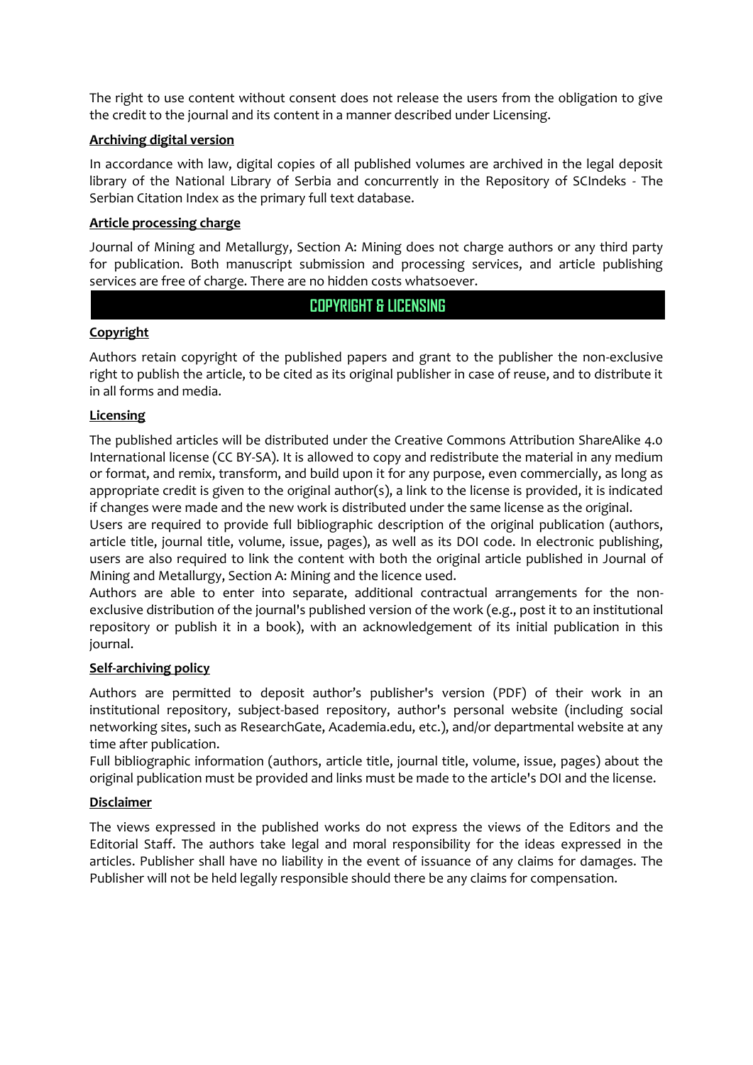The right to use content without consent does not release the users from the obligation to give the credit to the journal and its content in a manner described under Licensing.

**Archiving digital version**

In accordance with law, digital copies of all published volumes are archived in the legal deposit library of the National Library of Serbia and concurrently in the Repository of SCIndeks - The Serbian Citation Index as the primary full text database.

**Article processing charge**

Journal of Mining and Metallurgy, Section A: Mining does not charge authors or any third party for publication. Both manuscript submission and processing services, and article publishing services are free of charge. There are no hidden costs whatsoever.

## COPYRIGHT & LICENSING

**Copyright**

Authors retain copyright of the published papers and grant to the publisher the non-exclusive right to publish the article, to be cited as its original publisher in case of reuse, and to distribute it in all forms and media.

**Licensing**

The published articles will be distributed under the Creative Commons Attribution ShareAlike 4.0 International license (CC BY-SA). It is allowed to copy and redistribute the material in any medium or format, and remix, transform, and build upon it for any purpose, even commercially, as long as appropriate credit is given to the original author(s), a link to the license is provided, it is indicated if changes were made and the new work is distributed under the same license as the original.
Users are required to provide full bibliographic description of the original publication (authors, article title, journal title, volume, issue, pages), as well as its DOI code. In electronic publishing, users are also required to link the content with both the original article published in Journal of Mining and Metallurgy, Section A: Mining and the licence used.
Authors are able to enter into separate, additional contractual arrangements for the non-exclusive distribution of the journal's published version of the work (e.g., post it to an institutional repository or publish it in a book), with an acknowledgement of its initial publication in this journal.

**Self-archiving policy**

Authors are permitted to deposit author's publisher's version (PDF) of their work in an institutional repository, subject-based repository, author's personal website (including social networking sites, such as ResearchGate, Academia.edu, etc.), and/or departmental website at any time after publication.
Full bibliographic information (authors, article title, journal title, volume, issue, pages) about the original publication must be provided and links must be made to the article's DOI and the license.

**Disclaimer**

The views expressed in the published works do not express the views of the Editors and the Editorial Staff. The authors take legal and moral responsibility for the ideas expressed in the articles. Publisher shall have no liability in the event of issuance of any claims for damages. The Publisher will not be held legally responsible should there be any claims for compensation.